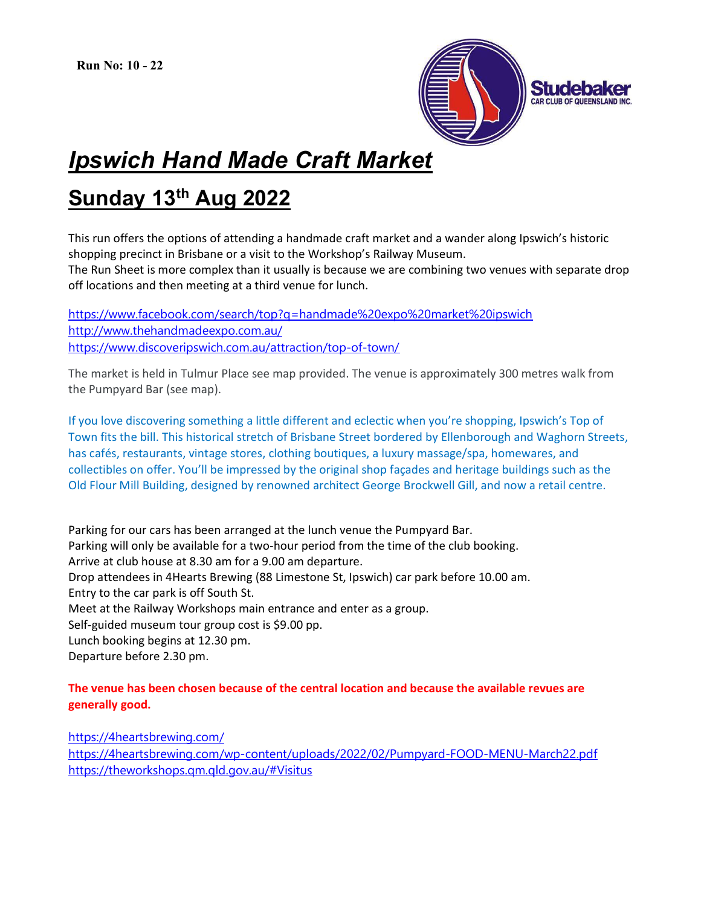**Run No: 10 - 22**

Studebaker
CAR CLUB OF QUEENSLAND INC.

# *Ipswich Hand Made Craft Market*

## Sunday 13th Aug 2022

This run offers the options of attending a handmade craft market and a wander along Ipswich's historic shopping precinct in Brisbane or a visit to the Workshop's Railway Museum.
The Run Sheet is more complex than it usually is because we are combining two venues with separate drop off locations and then meeting at a third venue for lunch.

https://www.facebook.com/search/top?q=handmade%20expo%20market%20ipswich
http://www.thehandmadeexpo.com.au/
https://www.discoveripswich.com.au/attraction/top-of-town/

The market is held in Tulmur Place see map provided. The venue is approximately 300 metres walk from the Pumpyard Bar (see map).

If you love discovering something a little different and eclectic when you're shopping, Ipswich's Top of Town fits the bill. This historical stretch of Brisbane Street bordered by Ellenborough and Waghorn Streets, has cafés, restaurants, vintage stores, clothing boutiques, a luxury massage/spa, homewares, and collectibles on offer. You'll be impressed by the original shop façades and heritage buildings such as the Old Flour Mill Building, designed by renowned architect George Brockwell Gill, and now a retail centre.

Parking for our cars has been arranged at the lunch venue the Pumpyard Bar.
Parking will only be available for a two-hour period from the time of the club booking.
Arrive at club house at 8.30 am for a 9.00 am departure.
Drop attendees in 4Hearts Brewing (88 Limestone St, Ipswich) car park before 10.00 am.
Entry to the car park is off South St.
Meet at the Railway Workshops main entrance and enter as a group.
Self-guided museum tour group cost is $9.00 pp.
Lunch booking begins at 12.30 pm.
Departure before 2.30 pm.

**The venue has been chosen because of the central location and because the available revues are generally good.**

https://4heartsbrewing.com/
https://4heartsbrewing.com/wp-content/uploads/2022/02/Pumpyard-FOOD-MENU-March22.pdf
https://theworkshops.qm.qld.gov.au/#Visitus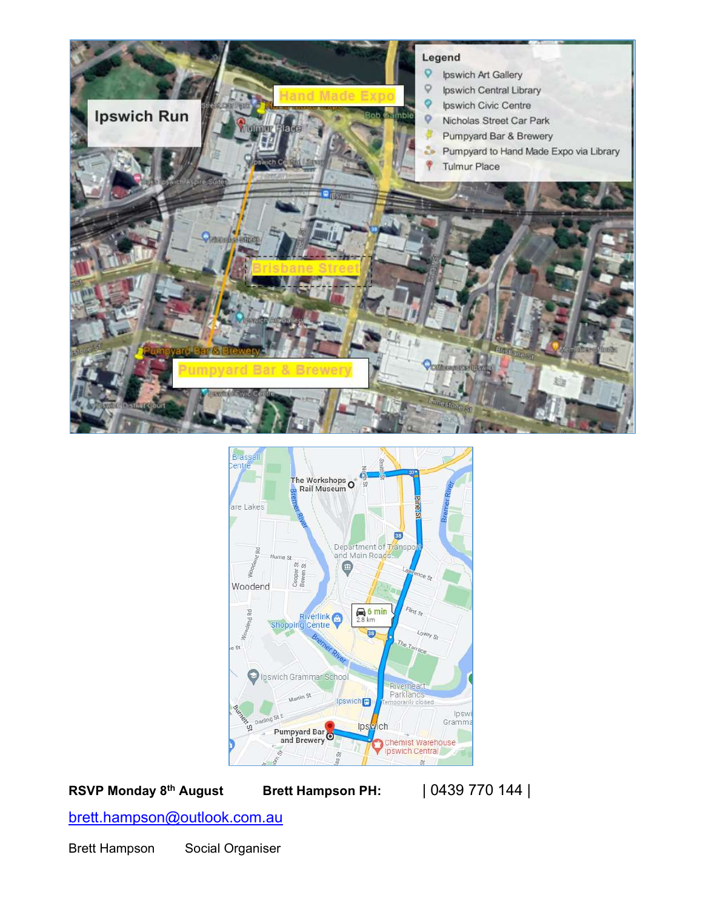**RSVP Monday 8th August** **Brett Hampson PH:** | 0439 770 144 |

brett.hampson@outlook.com.au

Brett Hampson Social Organiser